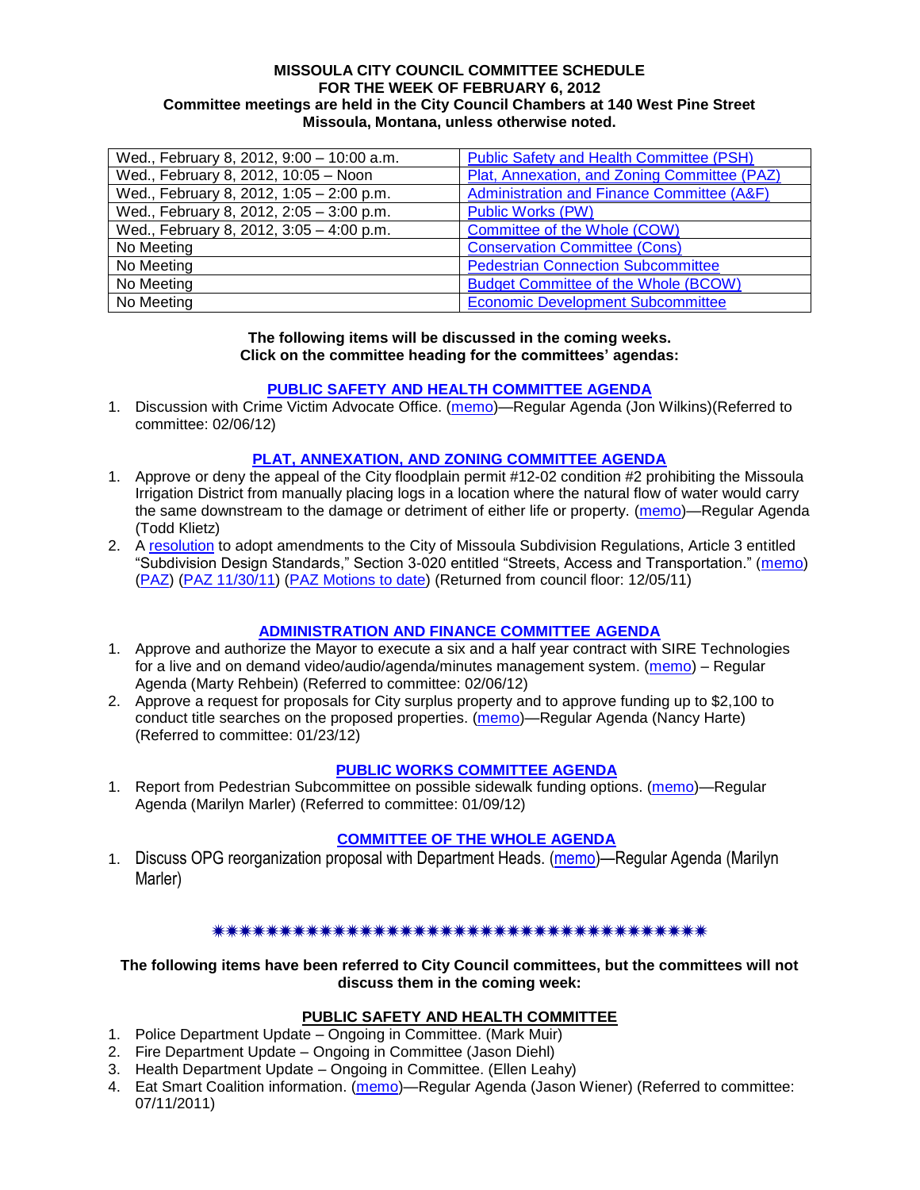**MISSOULA CITY COUNCIL COMMITTEE SCHEDULE**
**FOR THE WEEK OF FEBRUARY 6, 2012**
**Committee meetings are held in the City Council Chambers at 140 West Pine Street Missoula, Montana, unless otherwise noted.**

| | |
|---|---|
| Wed., February 8, 2012, 9:00 – 10:00 a.m. | Public Safety and Health Committee (PSH) |
| Wed., February 8, 2012, 10:05 – Noon | Plat, Annexation, and Zoning Committee (PAZ) |
| Wed., February 8, 2012, 1:05 – 2:00 p.m. | Administration and Finance Committee (A&F) |
| Wed., February 8, 2012, 2:05 – 3:00 p.m. | Public Works (PW) |
| Wed., February 8, 2012, 3:05 – 4:00 p.m. | Committee of the Whole (COW) |
| No Meeting | Conservation Committee (Cons) |
| No Meeting | Pedestrian Connection Subcommittee |
| No Meeting | Budget Committee of the Whole (BCOW) |
| No Meeting | Economic Development Subcommittee |

**The following items will be discussed in the coming weeks. Click on the committee heading for the committees' agendas:**

## PUBLIC SAFETY AND HEALTH COMMITTEE AGENDA

1. Discussion with Crime Victim Advocate Office. (memo)—Regular Agenda (Jon Wilkins)(Referred to committee: 02/06/12)

## PLAT, ANNEXATION, AND ZONING COMMITTEE AGENDA

1. Approve or deny the appeal of the City floodplain permit #12-02 condition #2 prohibiting the Missoula Irrigation District from manually placing logs in a location where the natural flow of water would carry the same downstream to the damage or detriment of either life or property. (memo)—Regular Agenda (Todd Klietz)
2. A resolution to adopt amendments to the City of Missoula Subdivision Regulations, Article 3 entitled "Subdivision Design Standards," Section 3-020 entitled "Streets, Access and Transportation." (memo) (PAZ) (PAZ 11/30/11) (PAZ Motions to date) (Returned from council floor: 12/05/11)

## ADMINISTRATION AND FINANCE COMMITTEE AGENDA

1. Approve and authorize the Mayor to execute a six and a half year contract with SIRE Technologies for a live and on demand video/audio/agenda/minutes management system. (memo) – Regular Agenda (Marty Rehbein) (Referred to committee: 02/06/12)
2. Approve a request for proposals for City surplus property and to approve funding up to $2,100 to conduct title searches on the proposed properties. (memo)—Regular Agenda (Nancy Harte) (Referred to committee: 01/23/12)

## PUBLIC WORKS COMMITTEE AGENDA

1. Report from Pedestrian Subcommittee on possible sidewalk funding options. (memo)—Regular Agenda (Marilyn Marler) (Referred to committee: 01/09/12)

## COMMITTEE OF THE WHOLE AGENDA

1. Discuss OPG reorganization proposal with Department Heads. (memo)—Regular Agenda (Marilyn Marler)

✷✷✷✷✷✷✷✷✷✷✷✷✷✷✷✷✷✷✷✷✷✷✷✷✷✷✷✷✷✷✷✷✷✷✷✷✷✷

**The following items have been referred to City Council committees, but the committees will not discuss them in the coming week:**

## PUBLIC SAFETY AND HEALTH COMMITTEE

1. Police Department Update – Ongoing in Committee. (Mark Muir)
2. Fire Department Update – Ongoing in Committee (Jason Diehl)
3. Health Department Update – Ongoing in Committee. (Ellen Leahy)
4. Eat Smart Coalition information. (memo)—Regular Agenda (Jason Wiener) (Referred to committee: 07/11/2011)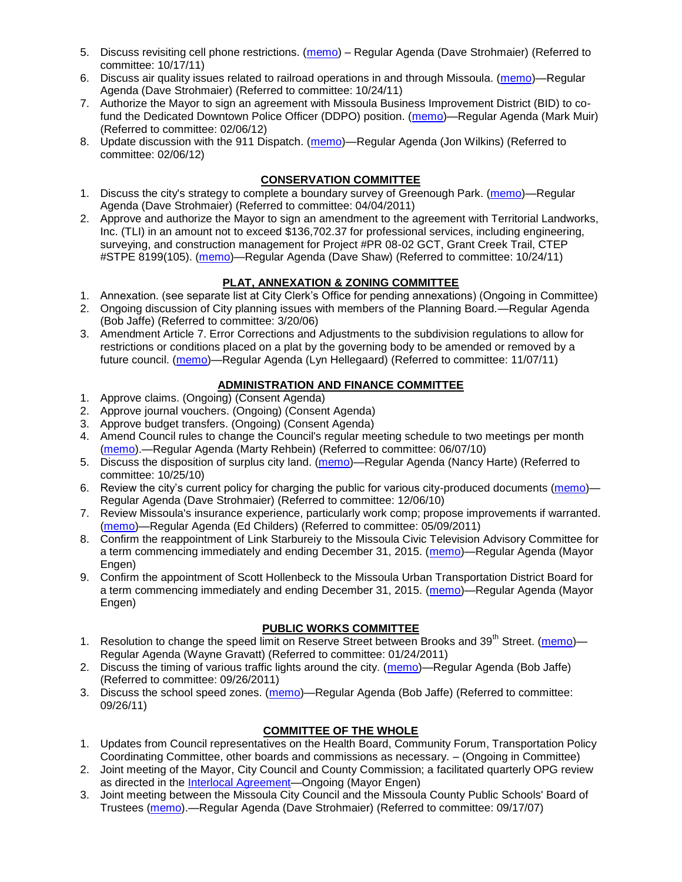5. Discuss revisiting cell phone restrictions. (memo) – Regular Agenda (Dave Strohmaier) (Referred to committee: 10/17/11)
6. Discuss air quality issues related to railroad operations in and through Missoula. (memo)—Regular Agenda (Dave Strohmaier) (Referred to committee: 10/24/11)
7. Authorize the Mayor to sign an agreement with Missoula Business Improvement District (BID) to co-fund the Dedicated Downtown Police Officer (DDPO) position. (memo)—Regular Agenda (Mark Muir) (Referred to committee: 02/06/12)
8. Update discussion with the 911 Dispatch. (memo)—Regular Agenda (Jon Wilkins) (Referred to committee: 02/06/12)

## CONSERVATION COMMITTEE

1. Discuss the city's strategy to complete a boundary survey of Greenough Park. (memo)—Regular Agenda (Dave Strohmaier) (Referred to committee: 04/04/2011)
2. Approve and authorize the Mayor to sign an amendment to the agreement with Territorial Landworks, Inc. (TLI) in an amount not to exceed $136,702.37 for professional services, including engineering, surveying, and construction management for Project #PR 08-02 GCT, Grant Creek Trail, CTEP #STPE 8199(105). (memo)—Regular Agenda (Dave Shaw) (Referred to committee: 10/24/11)

## PLAT, ANNEXATION & ZONING COMMITTEE

1. Annexation. (see separate list at City Clerk's Office for pending annexations) (Ongoing in Committee)
2. Ongoing discussion of City planning issues with members of the Planning Board.—Regular Agenda (Bob Jaffe) (Referred to committee: 3/20/06)
3. Amendment Article 7. Error Corrections and Adjustments to the subdivision regulations to allow for restrictions or conditions placed on a plat by the governing body to be amended or removed by a future council. (memo)—Regular Agenda (Lyn Hellegaard) (Referred to committee: 11/07/11)

## ADMINISTRATION AND FINANCE COMMITTEE

1. Approve claims. (Ongoing) (Consent Agenda)
2. Approve journal vouchers. (Ongoing) (Consent Agenda)
3. Approve budget transfers. (Ongoing) (Consent Agenda)
4. Amend Council rules to change the Council's regular meeting schedule to two meetings per month (memo).—Regular Agenda (Marty Rehbein) (Referred to committee: 06/07/10)
5. Discuss the disposition of surplus city land. (memo)—Regular Agenda (Nancy Harte) (Referred to committee: 10/25/10)
6. Review the city's current policy for charging the public for various city-produced documents (memo)—Regular Agenda (Dave Strohmaier) (Referred to committee: 12/06/10)
7. Review Missoula's insurance experience, particularly work comp; propose improvements if warranted. (memo)—Regular Agenda (Ed Childers) (Referred to committee: 05/09/2011)
8. Confirm the reappointment of Link Starbureiy to the Missoula Civic Television Advisory Committee for a term commencing immediately and ending December 31, 2015. (memo)—Regular Agenda (Mayor Engen)
9. Confirm the appointment of Scott Hollenbeck to the Missoula Urban Transportation District Board for a term commencing immediately and ending December 31, 2015. (memo)—Regular Agenda (Mayor Engen)

## PUBLIC WORKS COMMITTEE

1. Resolution to change the speed limit on Reserve Street between Brooks and 39th Street. (memo)—Regular Agenda (Wayne Gravatt) (Referred to committee: 01/24/2011)
2. Discuss the timing of various traffic lights around the city. (memo)—Regular Agenda (Bob Jaffe) (Referred to committee: 09/26/2011)
3. Discuss the school speed zones. (memo)—Regular Agenda (Bob Jaffe) (Referred to committee: 09/26/11)

## COMMITTEE OF THE WHOLE

1. Updates from Council representatives on the Health Board, Community Forum, Transportation Policy Coordinating Committee, other boards and commissions as necessary. – (Ongoing in Committee)
2. Joint meeting of the Mayor, City Council and County Commission; a facilitated quarterly OPG review as directed in the Interlocal Agreement—Ongoing (Mayor Engen)
3. Joint meeting between the Missoula City Council and the Missoula County Public Schools' Board of Trustees (memo).—Regular Agenda (Dave Strohmaier) (Referred to committee: 09/17/07)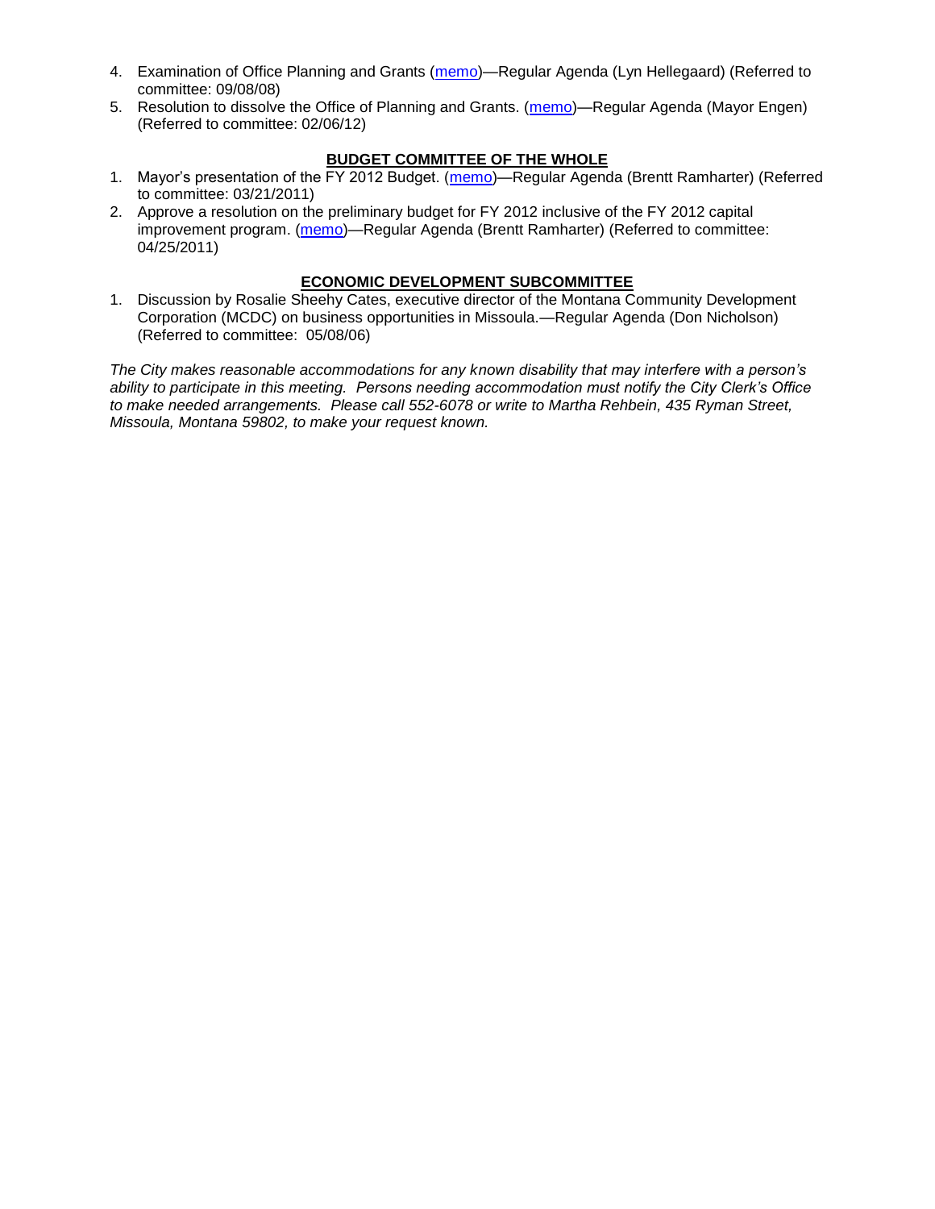4. Examination of Office Planning and Grants (memo)—Regular Agenda (Lyn Hellegaard) (Referred to committee: 09/08/08)
5. Resolution to dissolve the Office of Planning and Grants. (memo)—Regular Agenda (Mayor Engen) (Referred to committee: 02/06/12)

**BUDGET COMMITTEE OF THE WHOLE**

1. Mayor's presentation of the FY 2012 Budget. (memo)—Regular Agenda (Brentt Ramharter) (Referred to committee: 03/21/2011)
2. Approve a resolution on the preliminary budget for FY 2012 inclusive of the FY 2012 capital improvement program. (memo)—Regular Agenda (Brentt Ramharter) (Referred to committee: 04/25/2011)

**ECONOMIC DEVELOPMENT SUBCOMMITTEE**

1. Discussion by Rosalie Sheehy Cates, executive director of the Montana Community Development Corporation (MCDC) on business opportunities in Missoula.—Regular Agenda (Don Nicholson) (Referred to committee: 05/08/06)

*The City makes reasonable accommodations for any known disability that may interfere with a person's ability to participate in this meeting. Persons needing accommodation must notify the City Clerk's Office to make needed arrangements. Please call 552-6078 or write to Martha Rehbein, 435 Ryman Street, Missoula, Montana 59802, to make your request known.*